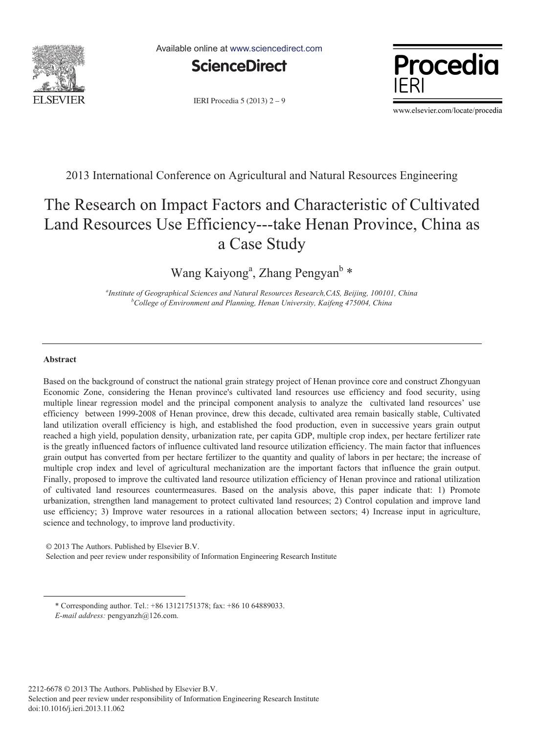2013 International Conference on Agricultural and Natural Resources Engineering

# The Research on Impact Factors and Characteristic of Cultivated Land Resources Use Efficiency---take Henan Province, China as a Case Study

Wang Kaiyong[a], Zhang Pengyan[b] *

[a]*Institute of Geographical Sciences and Natural Resources Research,CAS, Beijing, 100101, China*
[b]*College of Environment and Planning, Henan University, Kaifeng 475004, China*

---

## Abstract

Based on the background of construct the national grain strategy project of Henan province core and construct Zhongyuan Economic Zone, considering the Henan province's cultivated land resources use efficiency and food security, using multiple linear regression model and the principal component analysis to analyze the cultivated land resources' use efficiency between 1999-2008 of Henan province, drew this decade, cultivated area remain basically stable, Cultivated land utilization overall efficiency is high, and established the food production, even in successive years grain output reached a high yield, population density, urbanization rate, per capita GDP, multiple crop index, per hectare fertilizer rate is the greatly influenced factors of influence cultivated land resource utilization efficiency. The main factor that influences grain output has converted from per hectare fertilizer to the quantity and quality of labors in per hectare; the increase of multiple crop index and level of agricultural mechanization are the important factors that influence the grain output. Finally, proposed to improve the cultivated land resource utilization efficiency of Henan province and rational utilization of cultivated land resources countermeasures. Based on the analysis above, this paper indicate that: 1) Promote urbanization, strengthen land management to protect cultivated land resources; 2) Control copulation and improve land use efficiency; 3) Improve water resources in a rational allocation between sectors; 4) Increase input in agriculture, science and technology, to improve land productivity.

© 2013 The Authors. Published by Elsevier B.V.
Selection and peer review under responsibility of Information Engineering Research Institute

---

\* Corresponding author. Tel.: +86 13121751378; fax: +86 10 64889033.
*E-mail address:* pengyanzh@126.com.

2212-6678 © 2013 The Authors. Published by Elsevier B.V.
Selection and peer review under responsibility of Information Engineering Research Institute
doi:10.1016/j.ieri.2013.11.062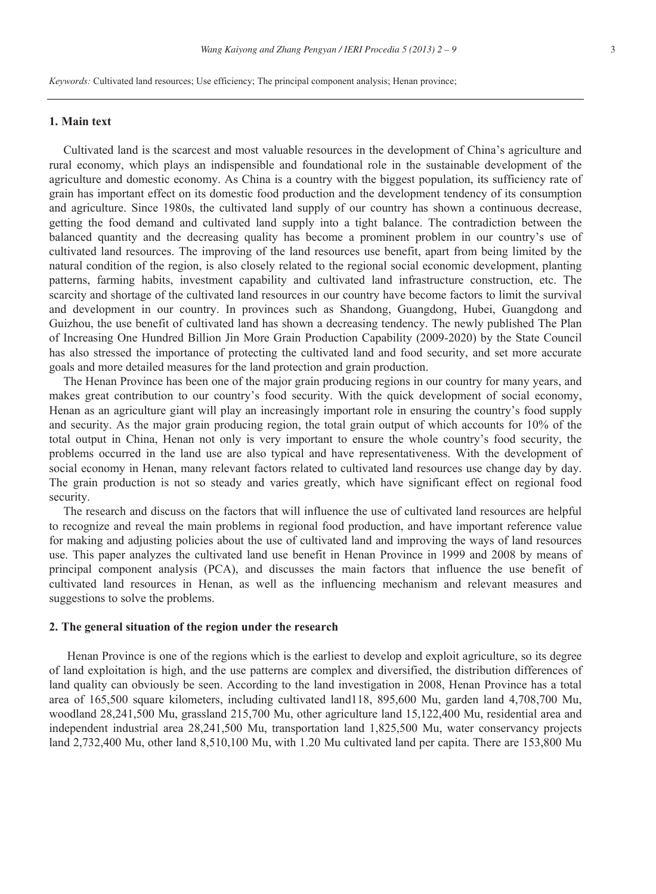*Keywords:* Cultivated land resources; Use efficiency; The principal component analysis; Henan province;

## 1. Main text

Cultivated land is the scarcest and most valuable resources in the development of China's agriculture and rural economy, which plays an indispensible and foundational role in the sustainable development of the agriculture and domestic economy. As China is a country with the biggest population, its sufficiency rate of grain has important effect on its domestic food production and the development tendency of its consumption and agriculture. Since 1980s, the cultivated land supply of our country has shown a continuous decrease, getting the food demand and cultivated land supply into a tight balance. The contradiction between the balanced quantity and the decreasing quality has become a prominent problem in our country's use of cultivated land resources. The improving of the land resources use benefit, apart from being limited by the natural condition of the region, is also closely related to the regional social economic development, planting patterns, farming habits, investment capability and cultivated land infrastructure construction, etc. The scarcity and shortage of the cultivated land resources in our country have become factors to limit the survival and development in our country. In provinces such as Shandong, Guangdong, Hubei, Guangdong and Guizhou, the use benefit of cultivated land has shown a decreasing tendency. The newly published The Plan of Increasing One Hundred Billion Jin More Grain Production Capability (2009-2020) by the State Council has also stressed the importance of protecting the cultivated land and food security, and set more accurate goals and more detailed measures for the land protection and grain production.

The Henan Province has been one of the major grain producing regions in our country for many years, and makes great contribution to our country's food security. With the quick development of social economy, Henan as an agriculture giant will play an increasingly important role in ensuring the country's food supply and security. As the major grain producing region, the total grain output of which accounts for 10% of the total output in China, Henan not only is very important to ensure the whole country's food security, the problems occurred in the land use are also typical and have representativeness. With the development of social economy in Henan, many relevant factors related to cultivated land resources use change day by day. The grain production is not so steady and varies greatly, which have significant effect on regional food security.

The research and discuss on the factors that will influence the use of cultivated land resources are helpful to recognize and reveal the main problems in regional food production, and have important reference value for making and adjusting policies about the use of cultivated land and improving the ways of land resources use. This paper analyzes the cultivated land use benefit in Henan Province in 1999 and 2008 by means of principal component analysis (PCA), and discusses the main factors that influence the use benefit of cultivated land resources in Henan, as well as the influencing mechanism and relevant measures and suggestions to solve the problems.

## 2. The general situation of the region under the research

Henan Province is one of the regions which is the earliest to develop and exploit agriculture, so its degree of land exploitation is high, and the use patterns are complex and diversified, the distribution differences of land quality can obviously be seen. According to the land investigation in 2008, Henan Province has a total area of 165,500 square kilometers, including cultivated land118, 895,600 Mu, garden land 4,708,700 Mu, woodland 28,241,500 Mu, grassland 215,700 Mu, other agriculture land 15,122,400 Mu, residential area and independent industrial area 28,241,500 Mu, transportation land 1,825,500 Mu, water conservancy projects land 2,732,400 Mu, other land 8,510,100 Mu, with 1.20 Mu cultivated land per capita. There are 153,800 Mu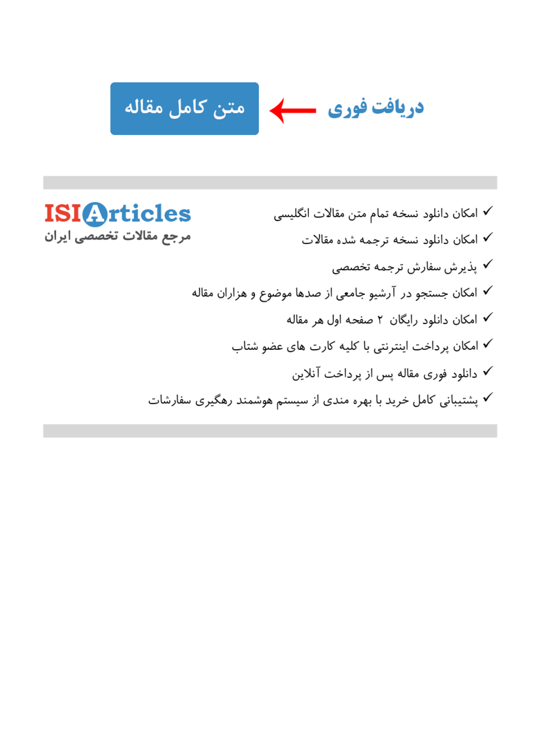دریافت فوری ← **متن کامل مقاله**

**ISIArticles**
مرجع مقالات تخصصی ایران

- ✓ امکان دانلود نسخه تمام متن مقالات انگلیسی
- ✓ امکان دانلود نسخه ترجمه شده مقالات
- ✓ پذیرش سفارش ترجمه تخصصی
- ✓ امکان جستجو در آرشیو جامعی از صدها موضوع و هزاران مقاله
- ✓ امکان دانلود رایگان ۲ صفحه اول هر مقاله
- ✓ امکان پرداخت اینترنتی با کلیه کارت های عضو شتاب
- ✓ دانلود فوری مقاله پس از پرداخت آنلاین
- ✓ پشتیبانی کامل خرید با بهره مندی از سیستم هوشمند رهگیری سفارشات